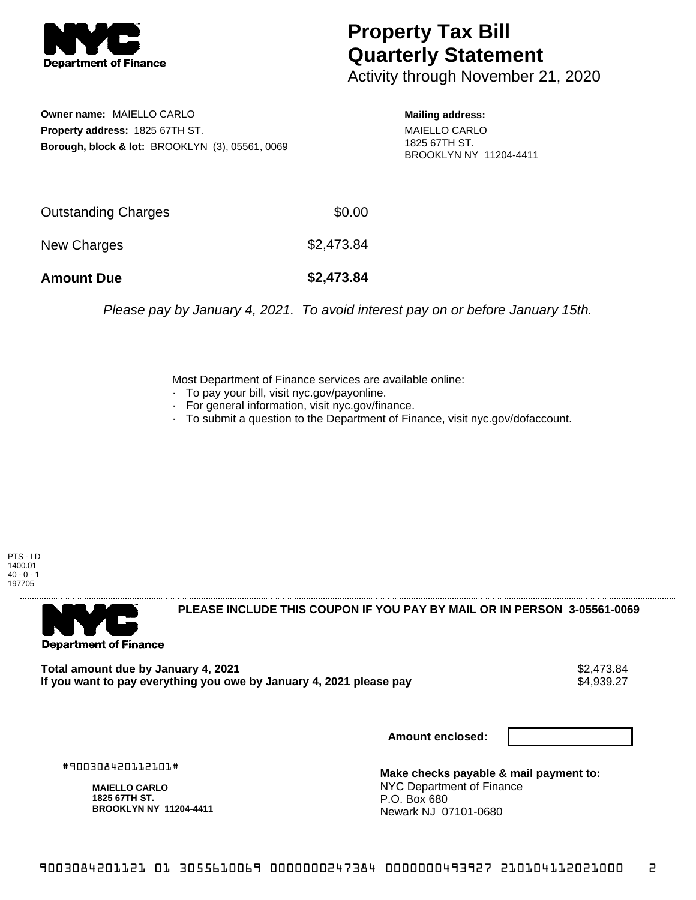**Department of Finance**

# Property Tax Bill Quarterly Statement

Activity through November 21, 2020

**Owner name:** MAIELLO CARLO
**Property address:** 1825 67TH ST.
**Borough, block & lot:** BROOKLYN (3), 05561, 0069

**Mailing address:**
MAIELLO CARLO
1825 67TH ST.
BROOKLYN NY 11204-4411

| | |
|---|---|
| Outstanding Charges | $0.00 |
| New Charges | $2,473.84 |
| **Amount Due** | **$2,473.84** |

*Please pay by January 4, 2021. To avoid interest pay on or before January 15th.*

Most Department of Finance services are available online:

- To pay your bill, visit nyc.gov/payonline.
- For general information, visit nyc.gov/finance.
- To submit a question to the Department of Finance, visit nyc.gov/dofaccount.

PTS - LD
1400.01
40 - 0 - 1
197705

**Department of Finance**

**PLEASE INCLUDE THIS COUPON IF YOU PAY BY MAIL OR IN PERSON 3-05561-0069**

**Total amount due by January 4, 2021** $2,473.84
**If you want to pay everything you owe by January 4, 2021 please pay** $4,939.27

**Amount enclosed:**

#900308420112101#

**MAIELLO CARLO**
**1825 67TH ST.**
**BROOKLYN NY 11204-4411**

**Make checks payable & mail payment to:**
NYC Department of Finance
P.O. Box 680
Newark NJ 07101-0680

9003084201121 01 3055610069 0000000247384 0000000493927 210104112021000 2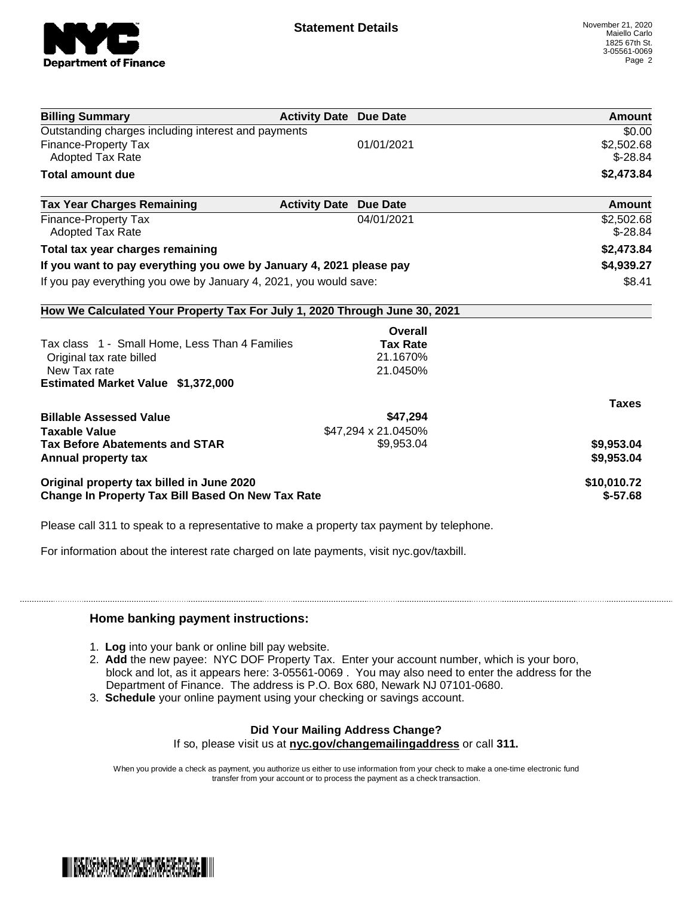**NYC Department of Finance**

## Statement Details

November 21, 2020
Maiello Carlo
1825 67th St.
3-05561-0069

| Billing Summary | Activity Date | Due Date | Amount |
|---|---|---|---|
| Outstanding charges including interest and payments | | | $0.00 |
| Finance-Property Tax | | 01/01/2021 | $2,502.68 |
| Adopted Tax Rate | | | $-28.84 |
| **Total amount due** | | | **$2,473.84** |

| Tax Year Charges Remaining | Activity Date | Due Date | Amount |
|---|---|---|---|
| Finance-Property Tax | | 04/01/2021 | $2,502.68 |
| Adopted Tax Rate | | | $-28.84 |
| **Total tax year charges remaining** | | | **$2,473.84** |
| **If you want to pay everything you owe by January 4, 2021 please pay** | | | **$4,939.27** |
| If you pay everything you owe by January 4, 2021, you would save: | | | $8.41 |

### How We Calculated Your Property Tax For July 1, 2020 Through June 30, 2021

| | Overall Tax Rate | |
|---|---|---|
| Tax class 1 - Small Home, Less Than 4 Families | | |
| Original tax rate billed | 21.1670% | |
| New Tax rate | 21.0450% | |
| **Estimated Market Value $1,372,000** | | |
| | | **Taxes** |
| **Billable Assessed Value** | **$47,294** | |
| **Taxable Value** | $47,294 x 21.0450% | |
| **Tax Before Abatements and STAR** | $9,953.04 | **$9,953.04** |
| **Annual property tax** | | **$9,953.04** |
| **Original property tax billed in June 2020** | | **$10,010.72** |
| **Change In Property Tax Bill Based On New Tax Rate** | | **$-57.68** |

Please call 311 to speak to a representative to make a property tax payment by telephone.

For information about the interest rate charged on late payments, visit nyc.gov/taxbill.

### Home banking payment instructions:

1. **Log** into your bank or online bill pay website.
2. **Add** the new payee: NYC DOF Property Tax. Enter your account number, which is your boro, block and lot, as it appears here: 3-05561-0069 . You may also need to enter the address for the Department of Finance. The address is P.O. Box 680, Newark NJ 07101-0680.
3. **Schedule** your online payment using your checking or savings account.

**Did Your Mailing Address Change?**
If so, please visit us at **nyc.gov/changemailingaddress** or call **311.**

When you provide a check as payment, you authorize us either to use information from your check to make a one-time electronic fund transfer from your account or to process the payment as a check transaction.